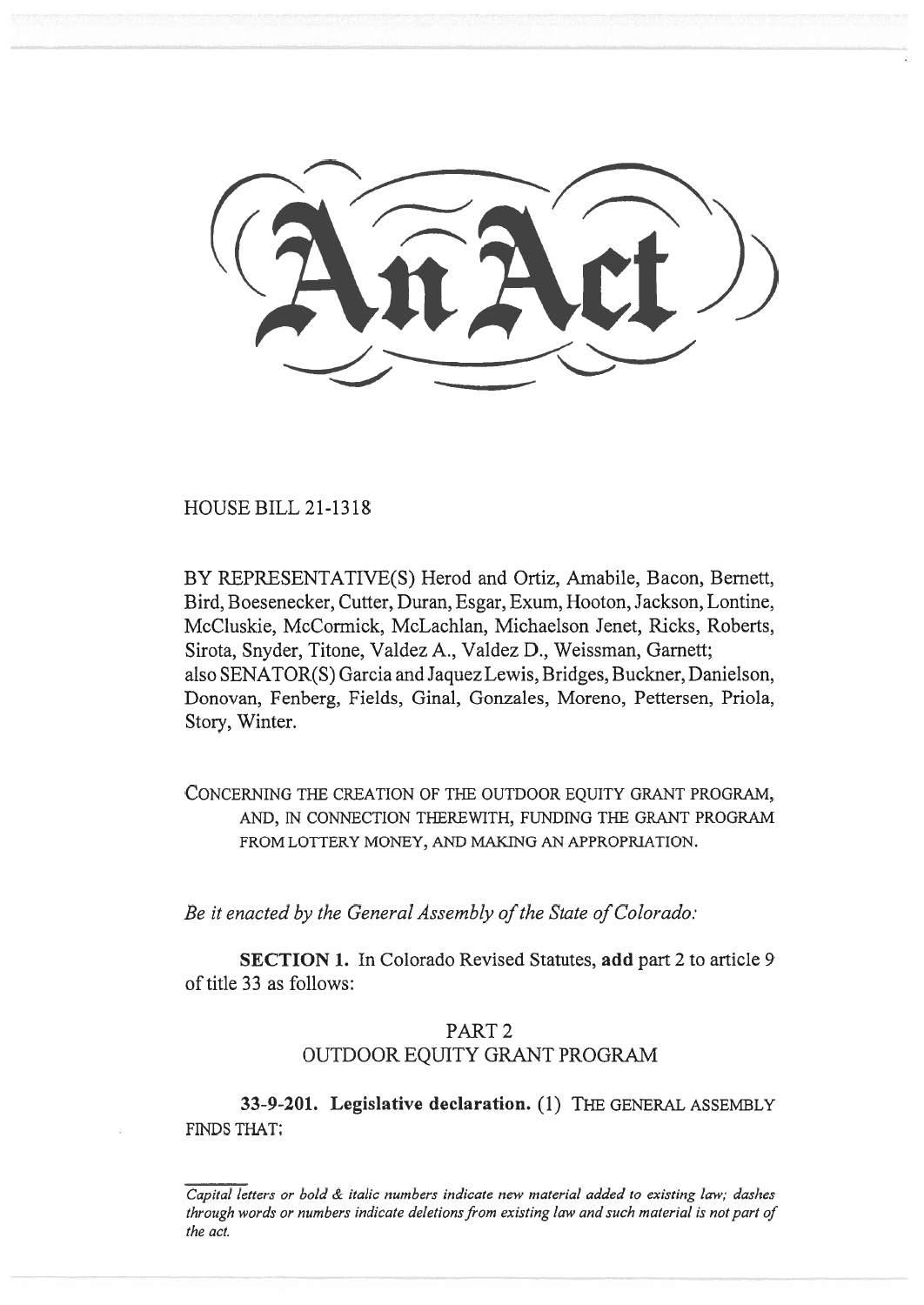# An Act

HOUSE BILL 21-1318

BY REPRESENTATIVE(S) Herod and Ortiz, Amabile, Bacon, Bernett, Bird, Boesenecker, Cutter, Duran, Esgar, Exum, Hooton, Jackson, Lontine, McCluskie, McCormick, McLachlan, Michaelson Jenet, Ricks, Roberts, Sirota, Snyder, Titone, Valdez A., Valdez D., Weissman, Garnett; also SENATOR(S) Garcia and Jaquez Lewis, Bridges, Buckner, Danielson, Donovan, Fenberg, Fields, Ginal, Gonzales, Moreno, Pettersen, Priola, Story, Winter.

CONCERNING THE CREATION OF THE OUTDOOR EQUITY GRANT PROGRAM, AND, IN CONNECTION THEREWITH, FUNDING THE GRANT PROGRAM FROM LOTTERY MONEY, AND MAKING AN APPROPRIATION.

*Be it enacted by the General Assembly of the State of Colorado:*

**SECTION 1.** In Colorado Revised Statutes, **add** part 2 to article 9 of title 33 as follows:

## PART 2
## OUTDOOR EQUITY GRANT PROGRAM

**33-9-201. Legislative declaration.** (1) THE GENERAL ASSEMBLY FINDS THAT:

*Capital letters or bold & italic numbers indicate new material added to existing law; dashes through words or numbers indicate deletions from existing law and such material is not part of the act.*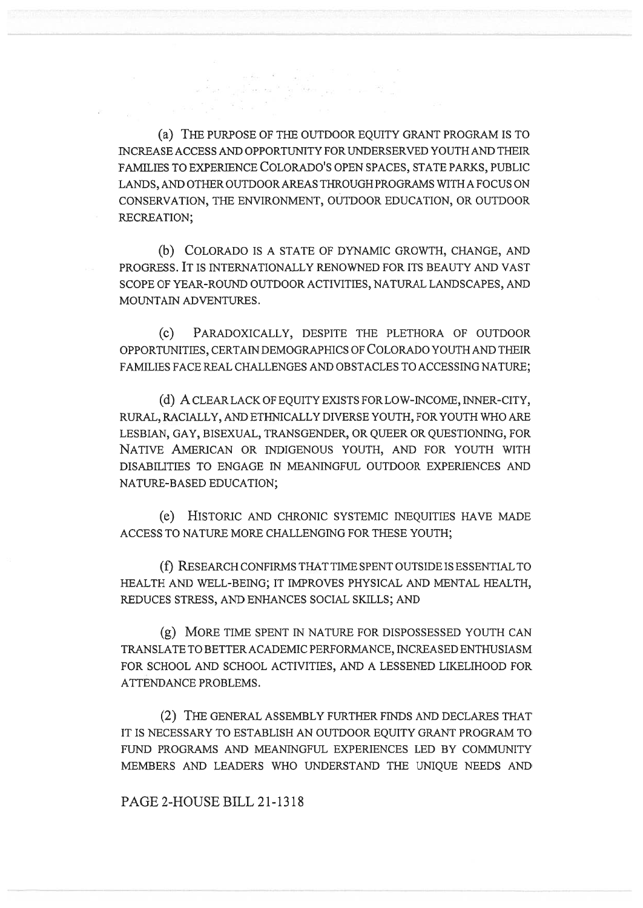(a) THE PURPOSE OF THE OUTDOOR EQUITY GRANT PROGRAM IS TO INCREASE ACCESS AND OPPORTUNITY FOR UNDERSERVED YOUTH AND THEIR FAMILIES TO EXPERIENCE COLORADO'S OPEN SPACES, STATE PARKS, PUBLIC LANDS, AND OTHER OUTDOOR AREAS THROUGH PROGRAMS WITH A FOCUS ON CONSERVATION, THE ENVIRONMENT, OUTDOOR EDUCATION, OR OUTDOOR RECREATION;

(b) COLORADO IS A STATE OF DYNAMIC GROWTH, CHANGE, AND PROGRESS. IT IS INTERNATIONALLY RENOWNED FOR ITS BEAUTY AND VAST SCOPE OF YEAR-ROUND OUTDOOR ACTIVITIES, NATURAL LANDSCAPES, AND MOUNTAIN ADVENTURES.

(c) PARADOXICALLY, DESPITE THE PLETHORA OF OUTDOOR OPPORTUNITIES, CERTAIN DEMOGRAPHICS OF COLORADO YOUTH AND THEIR FAMILIES FACE REAL CHALLENGES AND OBSTACLES TO ACCESSING NATURE;

(d) A CLEAR LACK OF EQUITY EXISTS FOR LOW-INCOME, INNER-CITY, RURAL, RACIALLY, AND ETHNICALLY DIVERSE YOUTH, FOR YOUTH WHO ARE LESBIAN, GAY, BISEXUAL, TRANSGENDER, OR QUEER OR QUESTIONING, FOR NATIVE AMERICAN OR INDIGENOUS YOUTH, AND FOR YOUTH WITH DISABILITIES TO ENGAGE IN MEANINGFUL OUTDOOR EXPERIENCES AND NATURE-BASED EDUCATION;

(e) HISTORIC AND CHRONIC SYSTEMIC INEQUITIES HAVE MADE ACCESS TO NATURE MORE CHALLENGING FOR THESE YOUTH;

(f) RESEARCH CONFIRMS THAT TIME SPENT OUTSIDE IS ESSENTIAL TO HEALTH AND WELL-BEING; IT IMPROVES PHYSICAL AND MENTAL HEALTH, REDUCES STRESS, AND ENHANCES SOCIAL SKILLS; AND

(g) MORE TIME SPENT IN NATURE FOR DISPOSSESSED YOUTH CAN TRANSLATE TO BETTER ACADEMIC PERFORMANCE, INCREASED ENTHUSIASM FOR SCHOOL AND SCHOOL ACTIVITIES, AND A LESSENED LIKELIHOOD FOR ATTENDANCE PROBLEMS.

(2) THE GENERAL ASSEMBLY FURTHER FINDS AND DECLARES THAT IT IS NECESSARY TO ESTABLISH AN OUTDOOR EQUITY GRANT PROGRAM TO FUND PROGRAMS AND MEANINGFUL EXPERIENCES LED BY COMMUNITY MEMBERS AND LEADERS WHO UNDERSTAND THE UNIQUE NEEDS AND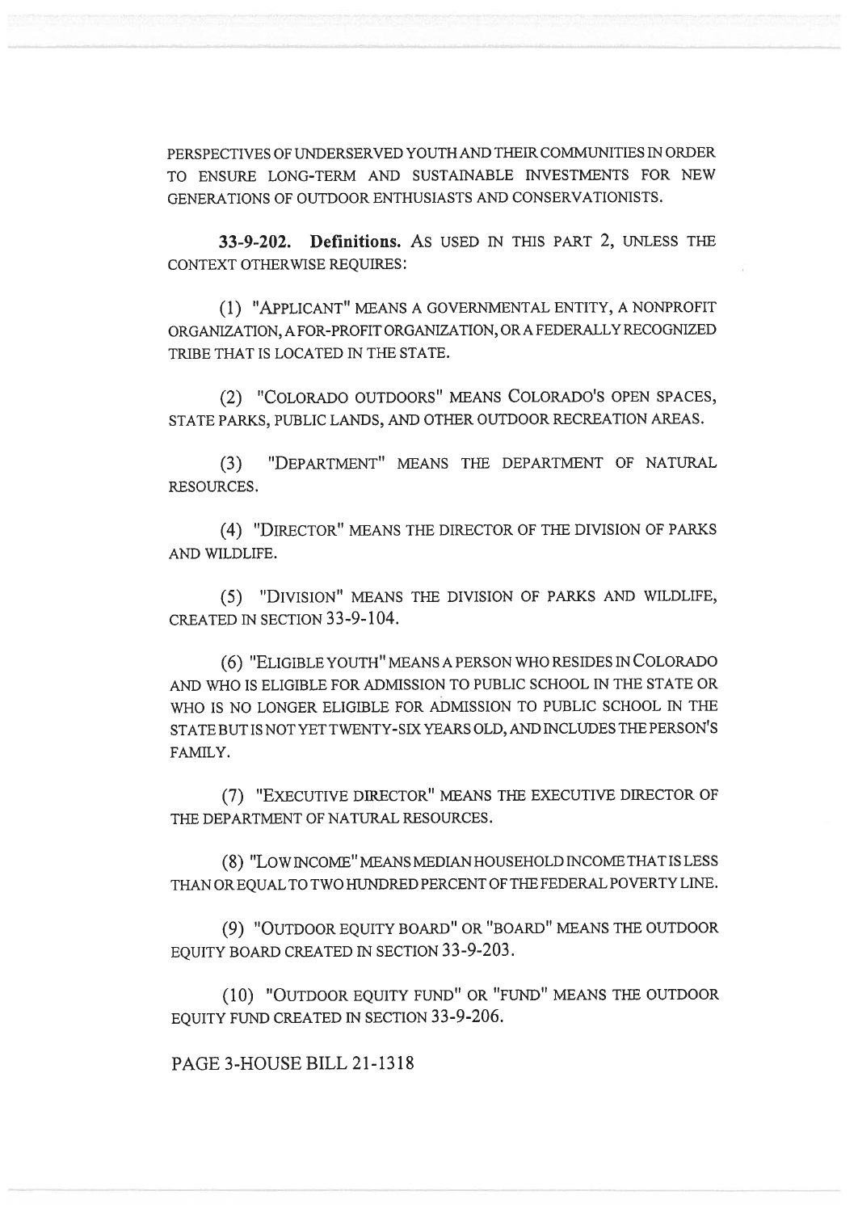PERSPECTIVES OF UNDERSERVED YOUTH AND THEIR COMMUNITIES IN ORDER TO ENSURE LONG-TERM AND SUSTAINABLE INVESTMENTS FOR NEW GENERATIONS OF OUTDOOR ENTHUSIASTS AND CONSERVATIONISTS.

**33-9-202. Definitions.** AS USED IN THIS PART 2, UNLESS THE CONTEXT OTHERWISE REQUIRES:

(1) "APPLICANT" MEANS A GOVERNMENTAL ENTITY, A NONPROFIT ORGANIZATION, A FOR-PROFIT ORGANIZATION, OR A FEDERALLY RECOGNIZED TRIBE THAT IS LOCATED IN THE STATE.

(2) "COLORADO OUTDOORS" MEANS COLORADO'S OPEN SPACES, STATE PARKS, PUBLIC LANDS, AND OTHER OUTDOOR RECREATION AREAS.

(3) "DEPARTMENT" MEANS THE DEPARTMENT OF NATURAL RESOURCES.

(4) "DIRECTOR" MEANS THE DIRECTOR OF THE DIVISION OF PARKS AND WILDLIFE.

(5) "DIVISION" MEANS THE DIVISION OF PARKS AND WILDLIFE, CREATED IN SECTION 33-9-104.

(6) "ELIGIBLE YOUTH" MEANS A PERSON WHO RESIDES IN COLORADO AND WHO IS ELIGIBLE FOR ADMISSION TO PUBLIC SCHOOL IN THE STATE OR WHO IS NO LONGER ELIGIBLE FOR ADMISSION TO PUBLIC SCHOOL IN THE STATE BUT IS NOT YET TWENTY-SIX YEARS OLD, AND INCLUDES THE PERSON'S FAMILY.

(7) "EXECUTIVE DIRECTOR" MEANS THE EXECUTIVE DIRECTOR OF THE DEPARTMENT OF NATURAL RESOURCES.

(8) "LOW INCOME" MEANS MEDIAN HOUSEHOLD INCOME THAT IS LESS THAN OR EQUAL TO TWO HUNDRED PERCENT OF THE FEDERAL POVERTY LINE.

(9) "OUTDOOR EQUITY BOARD" OR "BOARD" MEANS THE OUTDOOR EQUITY BOARD CREATED IN SECTION 33-9-203.

(10) "OUTDOOR EQUITY FUND" OR "FUND" MEANS THE OUTDOOR EQUITY FUND CREATED IN SECTION 33-9-206.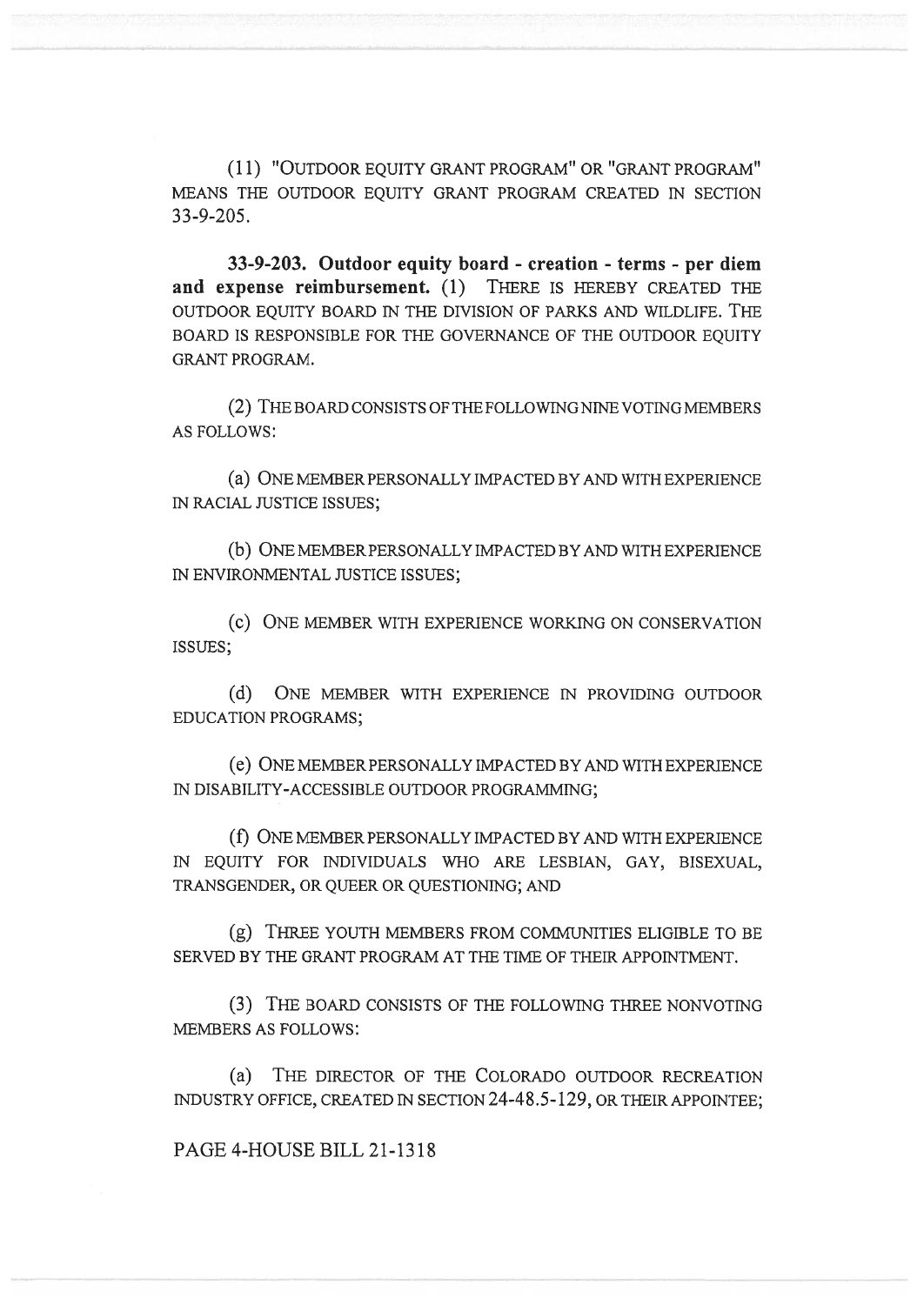(11) "OUTDOOR EQUITY GRANT PROGRAM" OR "GRANT PROGRAM" MEANS THE OUTDOOR EQUITY GRANT PROGRAM CREATED IN SECTION 33-9-205.

**33-9-203. Outdoor equity board - creation - terms - per diem and expense reimbursement.** (1) THERE IS HEREBY CREATED THE OUTDOOR EQUITY BOARD IN THE DIVISION OF PARKS AND WILDLIFE. THE BOARD IS RESPONSIBLE FOR THE GOVERNANCE OF THE OUTDOOR EQUITY GRANT PROGRAM.

(2) THE BOARD CONSISTS OF THE FOLLOWING NINE VOTING MEMBERS AS FOLLOWS:

(a) ONE MEMBER PERSONALLY IMPACTED BY AND WITH EXPERIENCE IN RACIAL JUSTICE ISSUES;

(b) ONE MEMBER PERSONALLY IMPACTED BY AND WITH EXPERIENCE IN ENVIRONMENTAL JUSTICE ISSUES;

(c) ONE MEMBER WITH EXPERIENCE WORKING ON CONSERVATION ISSUES;

(d) ONE MEMBER WITH EXPERIENCE IN PROVIDING OUTDOOR EDUCATION PROGRAMS;

(e) ONE MEMBER PERSONALLY IMPACTED BY AND WITH EXPERIENCE IN DISABILITY-ACCESSIBLE OUTDOOR PROGRAMMING;

(f) ONE MEMBER PERSONALLY IMPACTED BY AND WITH EXPERIENCE IN EQUITY FOR INDIVIDUALS WHO ARE LESBIAN, GAY, BISEXUAL, TRANSGENDER, OR QUEER OR QUESTIONING; AND

(g) THREE YOUTH MEMBERS FROM COMMUNITIES ELIGIBLE TO BE SERVED BY THE GRANT PROGRAM AT THE TIME OF THEIR APPOINTMENT.

(3) THE BOARD CONSISTS OF THE FOLLOWING THREE NONVOTING MEMBERS AS FOLLOWS:

(a) THE DIRECTOR OF THE COLORADO OUTDOOR RECREATION INDUSTRY OFFICE, CREATED IN SECTION 24-48.5-129, OR THEIR APPOINTEE;

PAGE 4-HOUSE BILL 21-1318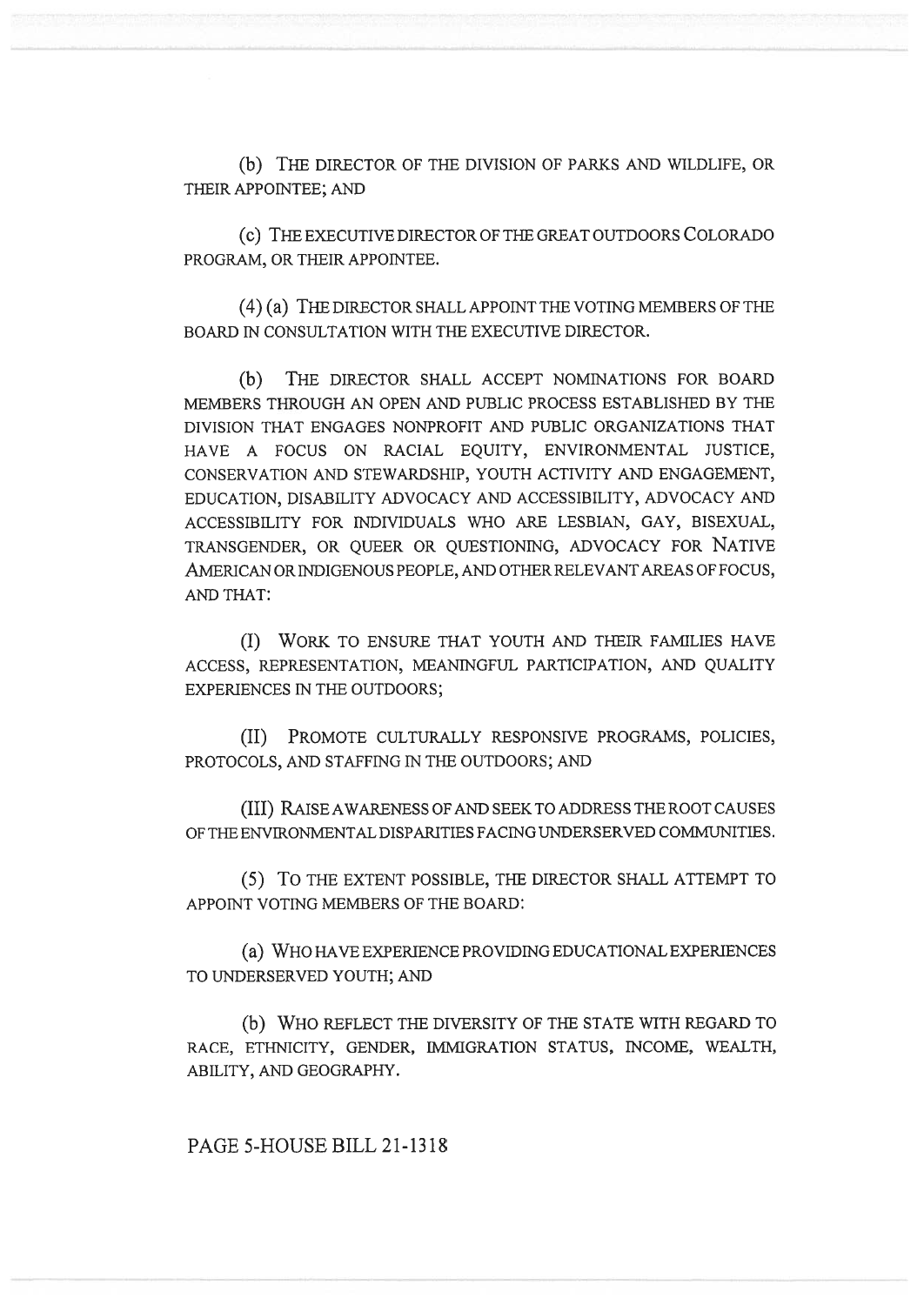(b) THE DIRECTOR OF THE DIVISION OF PARKS AND WILDLIFE, OR THEIR APPOINTEE; AND

(c) THE EXECUTIVE DIRECTOR OF THE GREAT OUTDOORS COLORADO PROGRAM, OR THEIR APPOINTEE.

(4) (a) THE DIRECTOR SHALL APPOINT THE VOTING MEMBERS OF THE BOARD IN CONSULTATION WITH THE EXECUTIVE DIRECTOR.

(b) THE DIRECTOR SHALL ACCEPT NOMINATIONS FOR BOARD MEMBERS THROUGH AN OPEN AND PUBLIC PROCESS ESTABLISHED BY THE DIVISION THAT ENGAGES NONPROFIT AND PUBLIC ORGANIZATIONS THAT HAVE A FOCUS ON RACIAL EQUITY, ENVIRONMENTAL JUSTICE, CONSERVATION AND STEWARDSHIP, YOUTH ACTIVITY AND ENGAGEMENT, EDUCATION, DISABILITY ADVOCACY AND ACCESSIBILITY, ADVOCACY AND ACCESSIBILITY FOR INDIVIDUALS WHO ARE LESBIAN, GAY, BISEXUAL, TRANSGENDER, OR QUEER OR QUESTIONING, ADVOCACY FOR NATIVE AMERICAN OR INDIGENOUS PEOPLE, AND OTHER RELEVANT AREAS OF FOCUS, AND THAT:

(I) WORK TO ENSURE THAT YOUTH AND THEIR FAMILIES HAVE ACCESS, REPRESENTATION, MEANINGFUL PARTICIPATION, AND QUALITY EXPERIENCES IN THE OUTDOORS;

(II) PROMOTE CULTURALLY RESPONSIVE PROGRAMS, POLICIES, PROTOCOLS, AND STAFFING IN THE OUTDOORS; AND

(III) RAISE AWARENESS OF AND SEEK TO ADDRESS THE ROOT CAUSES OF THE ENVIRONMENTAL DISPARITIES FACING UNDERSERVED COMMUNITIES.

(5) TO THE EXTENT POSSIBLE, THE DIRECTOR SHALL ATTEMPT TO APPOINT VOTING MEMBERS OF THE BOARD:

(a) WHO HAVE EXPERIENCE PROVIDING EDUCATIONAL EXPERIENCES TO UNDERSERVED YOUTH; AND

(b) WHO REFLECT THE DIVERSITY OF THE STATE WITH REGARD TO RACE, ETHNICITY, GENDER, IMMIGRATION STATUS, INCOME, WEALTH, ABILITY, AND GEOGRAPHY.

PAGE 5-HOUSE BILL 21-1318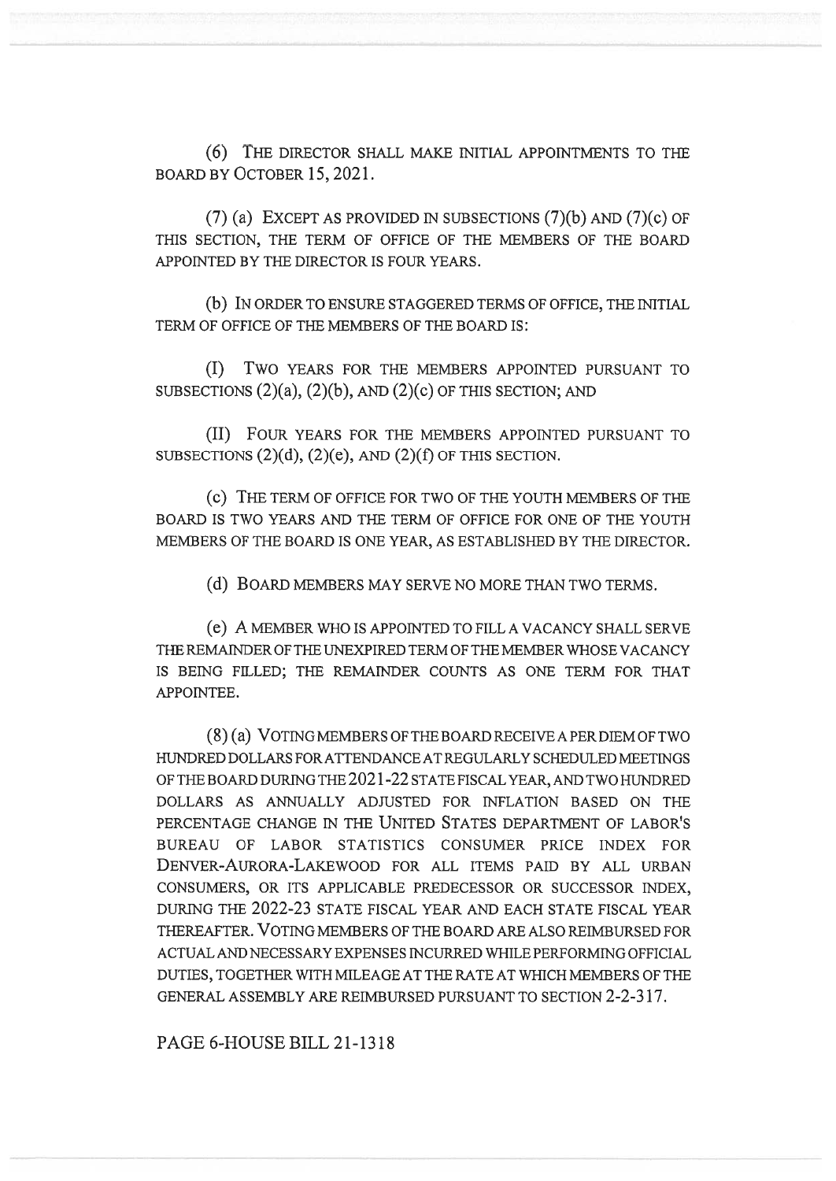(6) THE DIRECTOR SHALL MAKE INITIAL APPOINTMENTS TO THE BOARD BY OCTOBER 15, 2021.

(7) (a) EXCEPT AS PROVIDED IN SUBSECTIONS (7)(b) AND (7)(c) OF THIS SECTION, THE TERM OF OFFICE OF THE MEMBERS OF THE BOARD APPOINTED BY THE DIRECTOR IS FOUR YEARS.

(b) IN ORDER TO ENSURE STAGGERED TERMS OF OFFICE, THE INITIAL TERM OF OFFICE OF THE MEMBERS OF THE BOARD IS:

(I) TWO YEARS FOR THE MEMBERS APPOINTED PURSUANT TO SUBSECTIONS (2)(a), (2)(b), AND (2)(c) OF THIS SECTION; AND

(II) FOUR YEARS FOR THE MEMBERS APPOINTED PURSUANT TO SUBSECTIONS (2)(d), (2)(e), AND (2)(f) OF THIS SECTION.

(c) THE TERM OF OFFICE FOR TWO OF THE YOUTH MEMBERS OF THE BOARD IS TWO YEARS AND THE TERM OF OFFICE FOR ONE OF THE YOUTH MEMBERS OF THE BOARD IS ONE YEAR, AS ESTABLISHED BY THE DIRECTOR.

(d) BOARD MEMBERS MAY SERVE NO MORE THAN TWO TERMS.

(e) A MEMBER WHO IS APPOINTED TO FILL A VACANCY SHALL SERVE THE REMAINDER OF THE UNEXPIRED TERM OF THE MEMBER WHOSE VACANCY IS BEING FILLED; THE REMAINDER COUNTS AS ONE TERM FOR THAT APPOINTEE.

(8) (a) VOTING MEMBERS OF THE BOARD RECEIVE A PER DIEM OF TWO HUNDRED DOLLARS FOR ATTENDANCE AT REGULARLY SCHEDULED MEETINGS OF THE BOARD DURING THE 2021-22 STATE FISCAL YEAR, AND TWO HUNDRED DOLLARS AS ANNUALLY ADJUSTED FOR INFLATION BASED ON THE PERCENTAGE CHANGE IN THE UNITED STATES DEPARTMENT OF LABOR'S BUREAU OF LABOR STATISTICS CONSUMER PRICE INDEX FOR DENVER-AURORA-LAKEWOOD FOR ALL ITEMS PAID BY ALL URBAN CONSUMERS, OR ITS APPLICABLE PREDECESSOR OR SUCCESSOR INDEX, DURING THE 2022-23 STATE FISCAL YEAR AND EACH STATE FISCAL YEAR THEREAFTER. VOTING MEMBERS OF THE BOARD ARE ALSO REIMBURSED FOR ACTUAL AND NECESSARY EXPENSES INCURRED WHILE PERFORMING OFFICIAL DUTIES, TOGETHER WITH MILEAGE AT THE RATE AT WHICH MEMBERS OF THE GENERAL ASSEMBLY ARE REIMBURSED PURSUANT TO SECTION 2-2-317.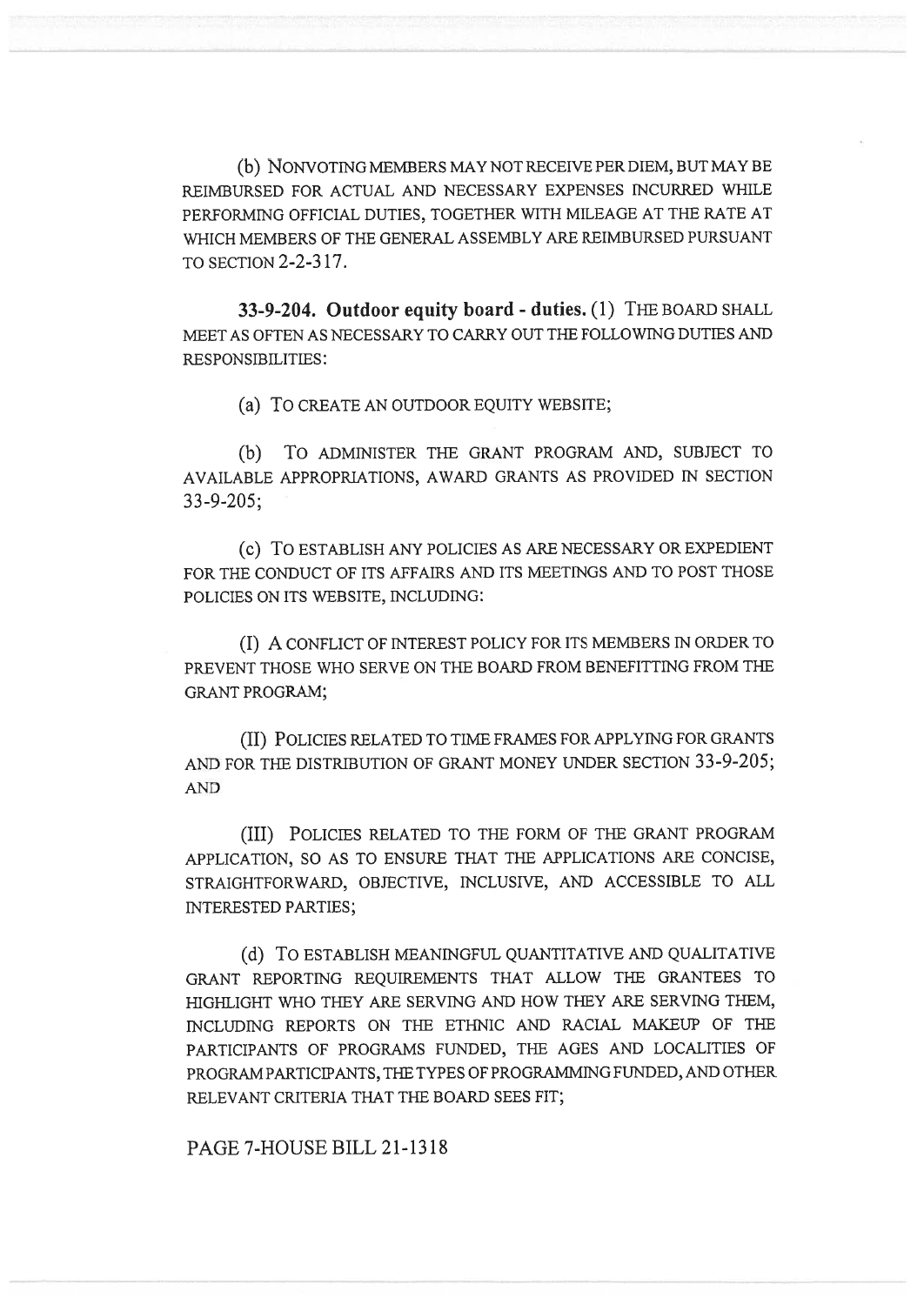(b) NONVOTING MEMBERS MAY NOT RECEIVE PER DIEM, BUT MAY BE REIMBURSED FOR ACTUAL AND NECESSARY EXPENSES INCURRED WHILE PERFORMING OFFICIAL DUTIES, TOGETHER WITH MILEAGE AT THE RATE AT WHICH MEMBERS OF THE GENERAL ASSEMBLY ARE REIMBURSED PURSUANT TO SECTION 2-2-317.

**33-9-204. Outdoor equity board - duties.** (1) THE BOARD SHALL MEET AS OFTEN AS NECESSARY TO CARRY OUT THE FOLLOWING DUTIES AND RESPONSIBILITIES:

(a) TO CREATE AN OUTDOOR EQUITY WEBSITE;

(b) TO ADMINISTER THE GRANT PROGRAM AND, SUBJECT TO AVAILABLE APPROPRIATIONS, AWARD GRANTS AS PROVIDED IN SECTION 33-9-205;

(c) TO ESTABLISH ANY POLICIES AS ARE NECESSARY OR EXPEDIENT FOR THE CONDUCT OF ITS AFFAIRS AND ITS MEETINGS AND TO POST THOSE POLICIES ON ITS WEBSITE, INCLUDING:

(I) A CONFLICT OF INTEREST POLICY FOR ITS MEMBERS IN ORDER TO PREVENT THOSE WHO SERVE ON THE BOARD FROM BENEFITTING FROM THE GRANT PROGRAM;

(II) POLICIES RELATED TO TIME FRAMES FOR APPLYING FOR GRANTS AND FOR THE DISTRIBUTION OF GRANT MONEY UNDER SECTION 33-9-205; AND

(III) POLICIES RELATED TO THE FORM OF THE GRANT PROGRAM APPLICATION, SO AS TO ENSURE THAT THE APPLICATIONS ARE CONCISE, STRAIGHTFORWARD, OBJECTIVE, INCLUSIVE, AND ACCESSIBLE TO ALL INTERESTED PARTIES;

(d) TO ESTABLISH MEANINGFUL QUANTITATIVE AND QUALITATIVE GRANT REPORTING REQUIREMENTS THAT ALLOW THE GRANTEES TO HIGHLIGHT WHO THEY ARE SERVING AND HOW THEY ARE SERVING THEM, INCLUDING REPORTS ON THE ETHNIC AND RACIAL MAKEUP OF THE PARTICIPANTS OF PROGRAMS FUNDED, THE AGES AND LOCALITIES OF PROGRAM PARTICIPANTS, THE TYPES OF PROGRAMMING FUNDED, AND OTHER RELEVANT CRITERIA THAT THE BOARD SEES FIT;

PAGE 7-HOUSE BILL 21-1318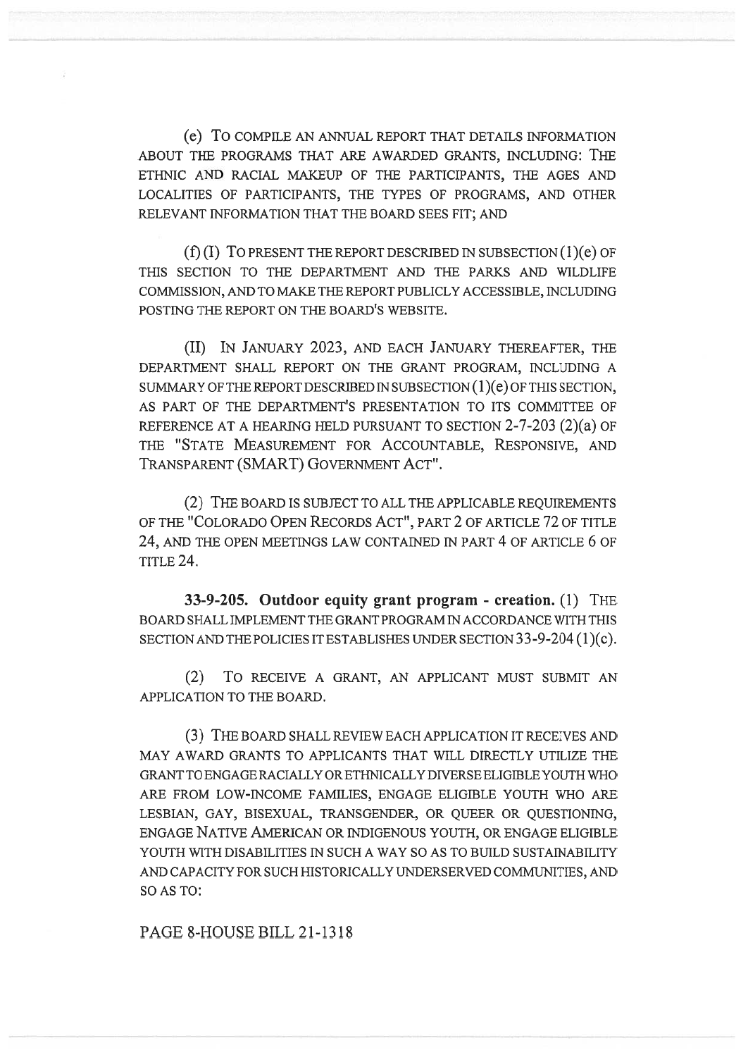(e) TO COMPILE AN ANNUAL REPORT THAT DETAILS INFORMATION ABOUT THE PROGRAMS THAT ARE AWARDED GRANTS, INCLUDING: THE ETHNIC AND RACIAL MAKEUP OF THE PARTICIPANTS, THE AGES AND LOCALITIES OF PARTICIPANTS, THE TYPES OF PROGRAMS, AND OTHER RELEVANT INFORMATION THAT THE BOARD SEES FIT; AND

(f) (I) TO PRESENT THE REPORT DESCRIBED IN SUBSECTION (1)(e) OF THIS SECTION TO THE DEPARTMENT AND THE PARKS AND WILDLIFE COMMISSION, AND TO MAKE THE REPORT PUBLICLY ACCESSIBLE, INCLUDING POSTING THE REPORT ON THE BOARD'S WEBSITE.

(II) IN JANUARY 2023, AND EACH JANUARY THEREAFTER, THE DEPARTMENT SHALL REPORT ON THE GRANT PROGRAM, INCLUDING A SUMMARY OF THE REPORT DESCRIBED IN SUBSECTION (1)(e) OF THIS SECTION, AS PART OF THE DEPARTMENT'S PRESENTATION TO ITS COMMITTEE OF REFERENCE AT A HEARING HELD PURSUANT TO SECTION 2-7-203 (2)(a) OF THE "STATE MEASUREMENT FOR ACCOUNTABLE, RESPONSIVE, AND TRANSPARENT (SMART) GOVERNMENT ACT".

(2) THE BOARD IS SUBJECT TO ALL THE APPLICABLE REQUIREMENTS OF THE "COLORADO OPEN RECORDS ACT", PART 2 OF ARTICLE 72 OF TITLE 24, AND THE OPEN MEETINGS LAW CONTAINED IN PART 4 OF ARTICLE 6 OF TITLE 24.

**33-9-205. Outdoor equity grant program - creation.** (1) THE BOARD SHALL IMPLEMENT THE GRANT PROGRAM IN ACCORDANCE WITH THIS SECTION AND THE POLICIES IT ESTABLISHES UNDER SECTION 33-9-204 (1)(c).

(2) TO RECEIVE A GRANT, AN APPLICANT MUST SUBMIT AN APPLICATION TO THE BOARD.

(3) THE BOARD SHALL REVIEW EACH APPLICATION IT RECEIVES AND MAY AWARD GRANTS TO APPLICANTS THAT WILL DIRECTLY UTILIZE THE GRANT TO ENGAGE RACIALLY OR ETHNICALLY DIVERSE ELIGIBLE YOUTH WHO ARE FROM LOW-INCOME FAMILIES, ENGAGE ELIGIBLE YOUTH WHO ARE LESBIAN, GAY, BISEXUAL, TRANSGENDER, OR QUEER OR QUESTIONING, ENGAGE NATIVE AMERICAN OR INDIGENOUS YOUTH, OR ENGAGE ELIGIBLE YOUTH WITH DISABILITIES IN SUCH A WAY SO AS TO BUILD SUSTAINABILITY AND CAPACITY FOR SUCH HISTORICALLY UNDERSERVED COMMUNITIES, AND SO AS TO: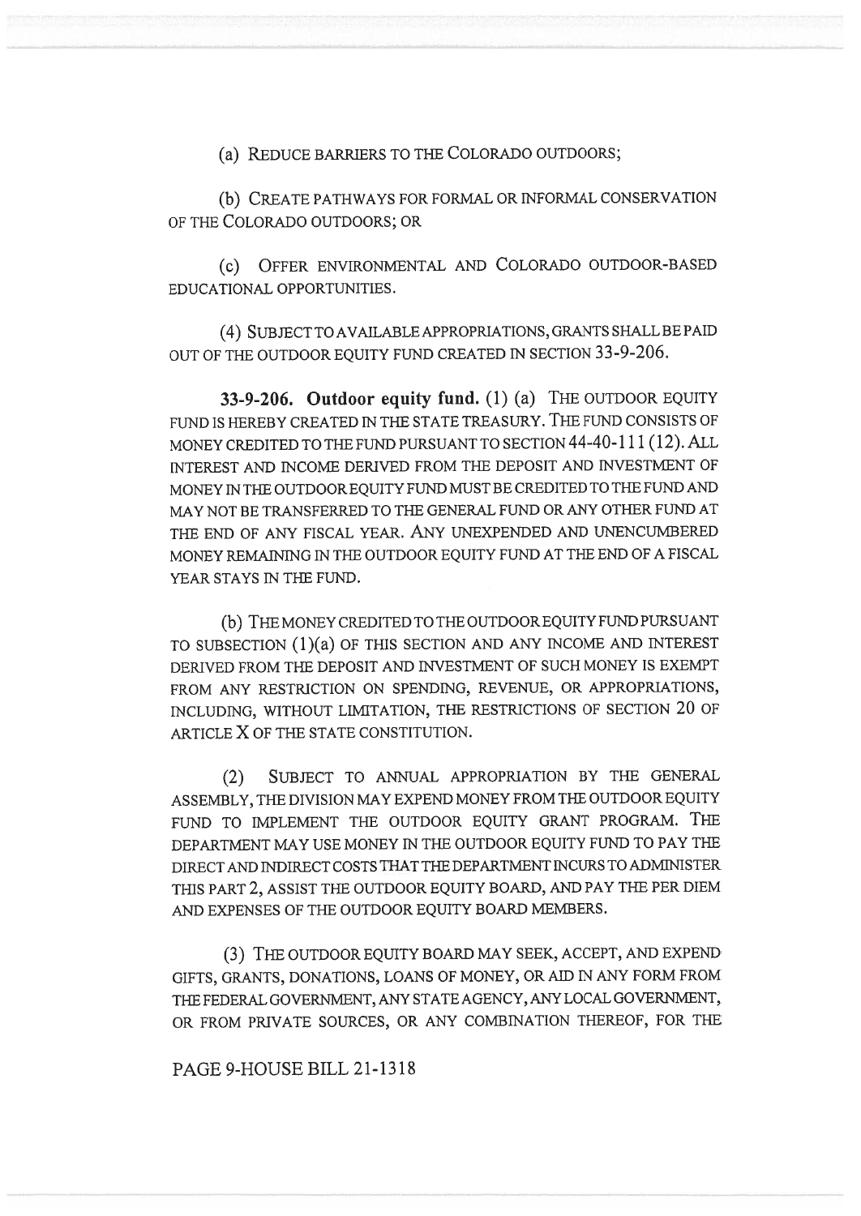(a) REDUCE BARRIERS TO THE COLORADO OUTDOORS;

(b) CREATE PATHWAYS FOR FORMAL OR INFORMAL CONSERVATION OF THE COLORADO OUTDOORS; OR

(c) OFFER ENVIRONMENTAL AND COLORADO OUTDOOR-BASED EDUCATIONAL OPPORTUNITIES.

(4) SUBJECT TO AVAILABLE APPROPRIATIONS, GRANTS SHALL BE PAID OUT OF THE OUTDOOR EQUITY FUND CREATED IN SECTION 33-9-206.

**33-9-206. Outdoor equity fund.** (1) (a) THE OUTDOOR EQUITY FUND IS HEREBY CREATED IN THE STATE TREASURY. THE FUND CONSISTS OF MONEY CREDITED TO THE FUND PURSUANT TO SECTION 44-40-111 (12). ALL INTEREST AND INCOME DERIVED FROM THE DEPOSIT AND INVESTMENT OF MONEY IN THE OUTDOOR EQUITY FUND MUST BE CREDITED TO THE FUND AND MAY NOT BE TRANSFERRED TO THE GENERAL FUND OR ANY OTHER FUND AT THE END OF ANY FISCAL YEAR. ANY UNEXPENDED AND UNENCUMBERED MONEY REMAINING IN THE OUTDOOR EQUITY FUND AT THE END OF A FISCAL YEAR STAYS IN THE FUND.

(b) THE MONEY CREDITED TO THE OUTDOOR EQUITY FUND PURSUANT TO SUBSECTION (1)(a) OF THIS SECTION AND ANY INCOME AND INTEREST DERIVED FROM THE DEPOSIT AND INVESTMENT OF SUCH MONEY IS EXEMPT FROM ANY RESTRICTION ON SPENDING, REVENUE, OR APPROPRIATIONS, INCLUDING, WITHOUT LIMITATION, THE RESTRICTIONS OF SECTION 20 OF ARTICLE X OF THE STATE CONSTITUTION.

(2) SUBJECT TO ANNUAL APPROPRIATION BY THE GENERAL ASSEMBLY, THE DIVISION MAY EXPEND MONEY FROM THE OUTDOOR EQUITY FUND TO IMPLEMENT THE OUTDOOR EQUITY GRANT PROGRAM. THE DEPARTMENT MAY USE MONEY IN THE OUTDOOR EQUITY FUND TO PAY THE DIRECT AND INDIRECT COSTS THAT THE DEPARTMENT INCURS TO ADMINISTER THIS PART 2, ASSIST THE OUTDOOR EQUITY BOARD, AND PAY THE PER DIEM AND EXPENSES OF THE OUTDOOR EQUITY BOARD MEMBERS.

(3) THE OUTDOOR EQUITY BOARD MAY SEEK, ACCEPT, AND EXPEND GIFTS, GRANTS, DONATIONS, LOANS OF MONEY, OR AID IN ANY FORM FROM THE FEDERAL GOVERNMENT, ANY STATE AGENCY, ANY LOCAL GOVERNMENT, OR FROM PRIVATE SOURCES, OR ANY COMBINATION THEREOF, FOR THE

PAGE 9-HOUSE BILL 21-1318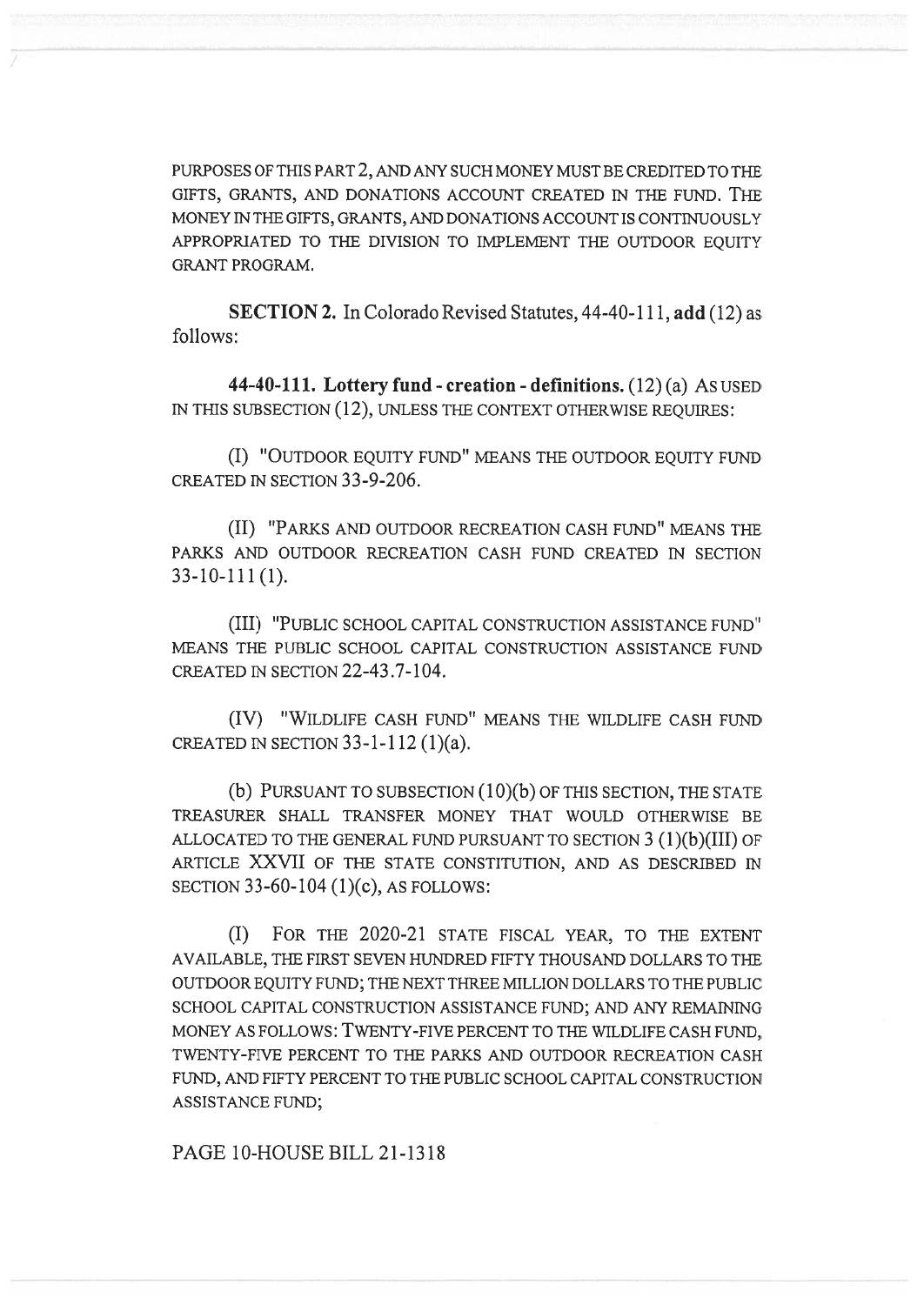PURPOSES OF THIS PART 2, AND ANY SUCH MONEY MUST BE CREDITED TO THE GIFTS, GRANTS, AND DONATIONS ACCOUNT CREATED IN THE FUND. THE MONEY IN THE GIFTS, GRANTS, AND DONATIONS ACCOUNT IS CONTINUOUSLY APPROPRIATED TO THE DIVISION TO IMPLEMENT THE OUTDOOR EQUITY GRANT PROGRAM.

**SECTION 2.** In Colorado Revised Statutes, 44-40-111, **add** (12) as follows:

**44-40-111. Lottery fund - creation - definitions.** (12) (a) AS USED IN THIS SUBSECTION (12), UNLESS THE CONTEXT OTHERWISE REQUIRES:

(I) "OUTDOOR EQUITY FUND" MEANS THE OUTDOOR EQUITY FUND CREATED IN SECTION 33-9-206.

(II) "PARKS AND OUTDOOR RECREATION CASH FUND" MEANS THE PARKS AND OUTDOOR RECREATION CASH FUND CREATED IN SECTION 33-10-111 (1).

(III) "PUBLIC SCHOOL CAPITAL CONSTRUCTION ASSISTANCE FUND" MEANS THE PUBLIC SCHOOL CAPITAL CONSTRUCTION ASSISTANCE FUND CREATED IN SECTION 22-43.7-104.

(IV) "WILDLIFE CASH FUND" MEANS THE WILDLIFE CASH FUND CREATED IN SECTION 33-1-112 (1)(a).

(b) PURSUANT TO SUBSECTION (10)(b) OF THIS SECTION, THE STATE TREASURER SHALL TRANSFER MONEY THAT WOULD OTHERWISE BE ALLOCATED TO THE GENERAL FUND PURSUANT TO SECTION 3 (1)(b)(III) OF ARTICLE XXVII OF THE STATE CONSTITUTION, AND AS DESCRIBED IN SECTION 33-60-104 (1)(c), AS FOLLOWS:

(I) FOR THE 2020-21 STATE FISCAL YEAR, TO THE EXTENT AVAILABLE, THE FIRST SEVEN HUNDRED FIFTY THOUSAND DOLLARS TO THE OUTDOOR EQUITY FUND; THE NEXT THREE MILLION DOLLARS TO THE PUBLIC SCHOOL CAPITAL CONSTRUCTION ASSISTANCE FUND; AND ANY REMAINING MONEY AS FOLLOWS: TWENTY-FIVE PERCENT TO THE WILDLIFE CASH FUND, TWENTY-FIVE PERCENT TO THE PARKS AND OUTDOOR RECREATION CASH FUND, AND FIFTY PERCENT TO THE PUBLIC SCHOOL CAPITAL CONSTRUCTION ASSISTANCE FUND;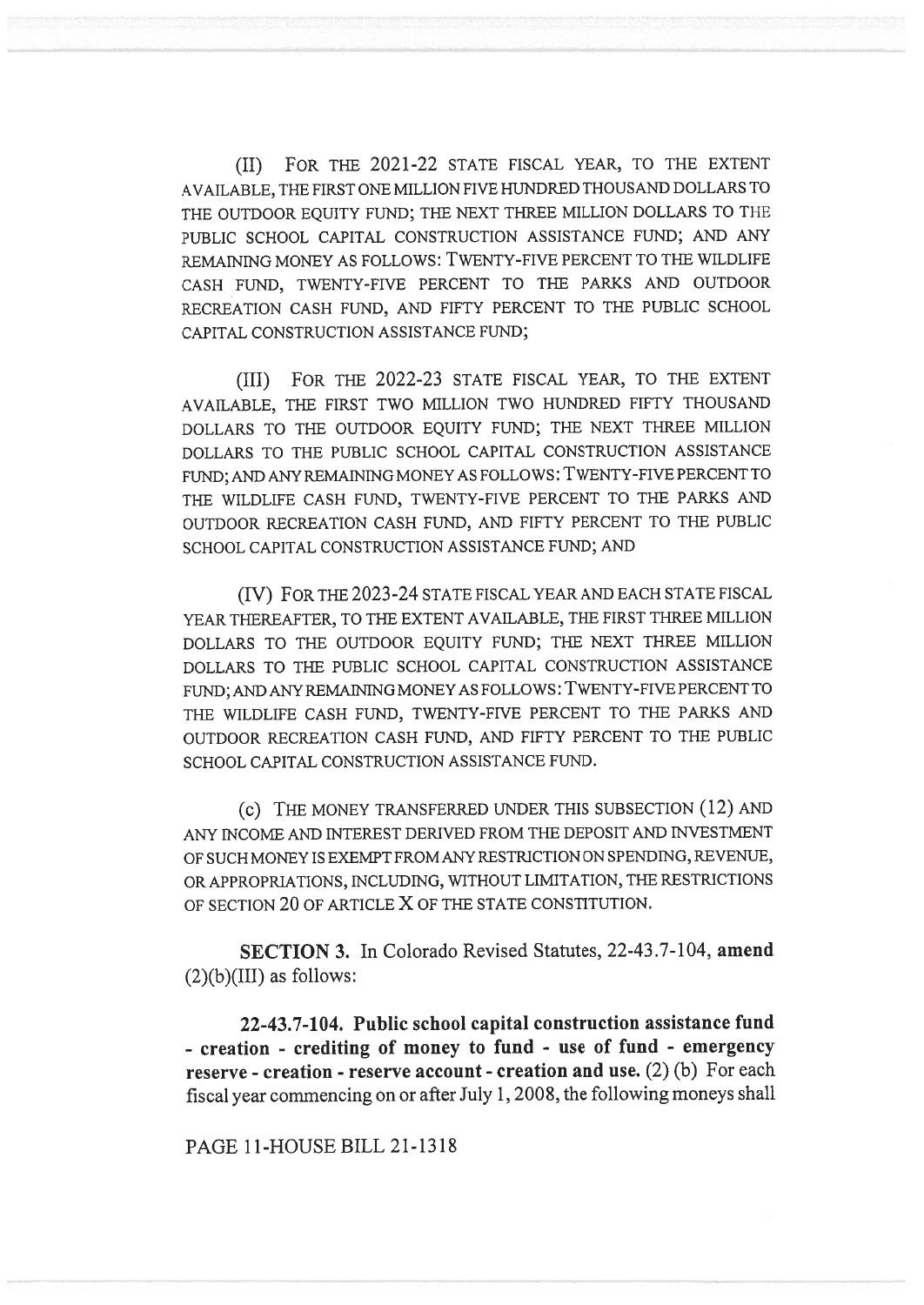(II) FOR THE 2021-22 STATE FISCAL YEAR, TO THE EXTENT AVAILABLE, THE FIRST ONE MILLION FIVE HUNDRED THOUSAND DOLLARS TO THE OUTDOOR EQUITY FUND; THE NEXT THREE MILLION DOLLARS TO THE PUBLIC SCHOOL CAPITAL CONSTRUCTION ASSISTANCE FUND; AND ANY REMAINING MONEY AS FOLLOWS: TWENTY-FIVE PERCENT TO THE WILDLIFE CASH FUND, TWENTY-FIVE PERCENT TO THE PARKS AND OUTDOOR RECREATION CASH FUND, AND FIFTY PERCENT TO THE PUBLIC SCHOOL CAPITAL CONSTRUCTION ASSISTANCE FUND;

(III) FOR THE 2022-23 STATE FISCAL YEAR, TO THE EXTENT AVAILABLE, THE FIRST TWO MILLION TWO HUNDRED FIFTY THOUSAND DOLLARS TO THE OUTDOOR EQUITY FUND; THE NEXT THREE MILLION DOLLARS TO THE PUBLIC SCHOOL CAPITAL CONSTRUCTION ASSISTANCE FUND; AND ANY REMAINING MONEY AS FOLLOWS: TWENTY-FIVE PERCENT TO THE WILDLIFE CASH FUND, TWENTY-FIVE PERCENT TO THE PARKS AND OUTDOOR RECREATION CASH FUND, AND FIFTY PERCENT TO THE PUBLIC SCHOOL CAPITAL CONSTRUCTION ASSISTANCE FUND; AND

(IV) FOR THE 2023-24 STATE FISCAL YEAR AND EACH STATE FISCAL YEAR THEREAFTER, TO THE EXTENT AVAILABLE, THE FIRST THREE MILLION DOLLARS TO THE OUTDOOR EQUITY FUND; THE NEXT THREE MILLION DOLLARS TO THE PUBLIC SCHOOL CAPITAL CONSTRUCTION ASSISTANCE FUND; AND ANY REMAINING MONEY AS FOLLOWS: TWENTY-FIVE PERCENT TO THE WILDLIFE CASH FUND, TWENTY-FIVE PERCENT TO THE PARKS AND OUTDOOR RECREATION CASH FUND, AND FIFTY PERCENT TO THE PUBLIC SCHOOL CAPITAL CONSTRUCTION ASSISTANCE FUND.

(c) THE MONEY TRANSFERRED UNDER THIS SUBSECTION (12) AND ANY INCOME AND INTEREST DERIVED FROM THE DEPOSIT AND INVESTMENT OF SUCH MONEY IS EXEMPT FROM ANY RESTRICTION ON SPENDING, REVENUE, OR APPROPRIATIONS, INCLUDING, WITHOUT LIMITATION, THE RESTRICTIONS OF SECTION 20 OF ARTICLE X OF THE STATE CONSTITUTION.

**SECTION 3.** In Colorado Revised Statutes, 22-43.7-104, **amend** (2)(b)(III) as follows:

**22-43.7-104. Public school capital construction assistance fund - creation - crediting of money to fund - use of fund - emergency reserve - creation - reserve account - creation and use.** (2) (b) For each fiscal year commencing on or after July 1, 2008, the following moneys shall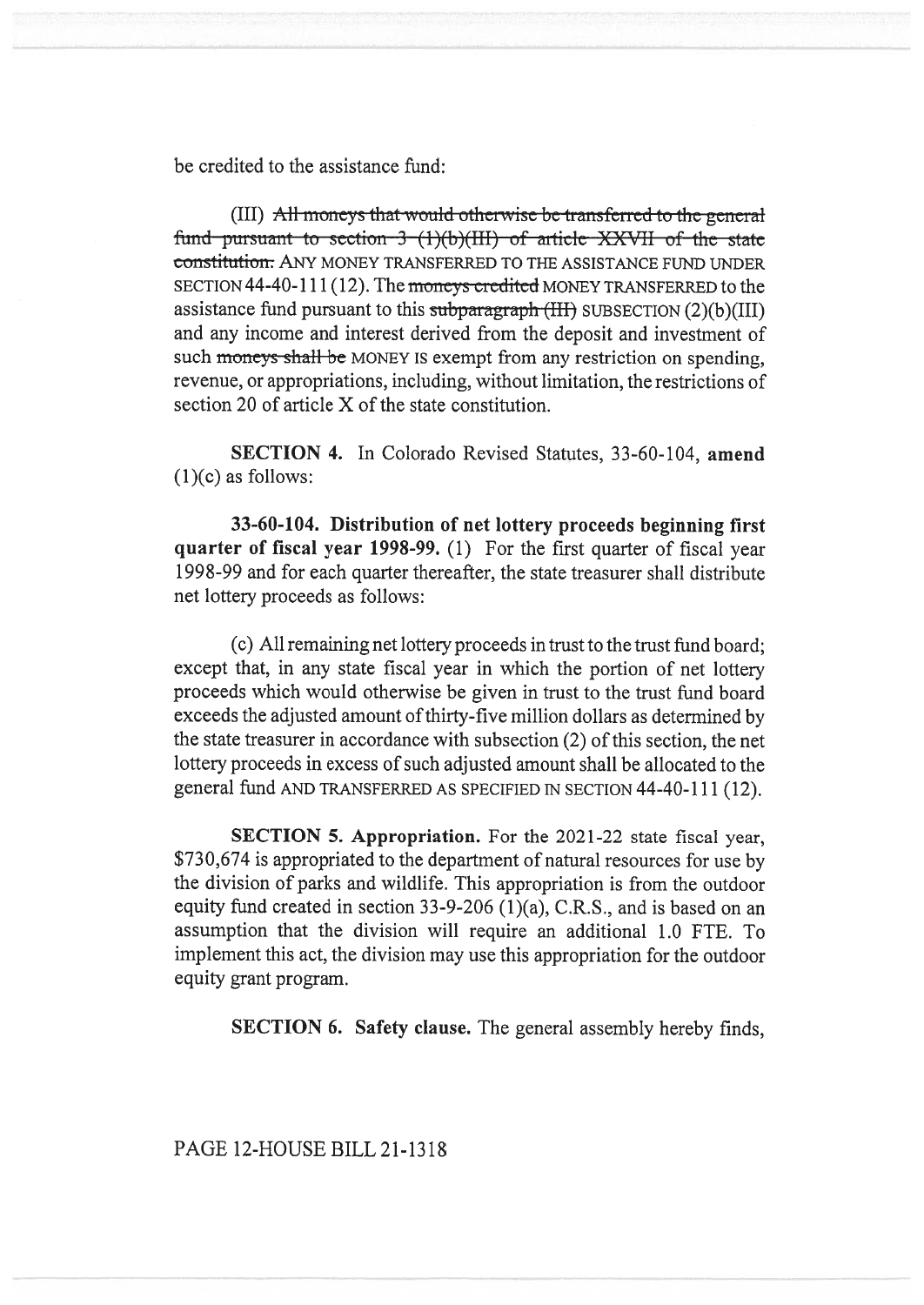be credited to the assistance fund:

(III) ~~All moneys that would otherwise be transferred to the general fund pursuant to section 3 (1)(b)(III) of article XXVII of the state constitution.~~ ANY MONEY TRANSFERRED TO THE ASSISTANCE FUND UNDER SECTION 44-40-111 (12). The ~~moneys credited~~ MONEY TRANSFERRED to the assistance fund pursuant to this ~~subparagraph (III)~~ SUBSECTION (2)(b)(III) and any income and interest derived from the deposit and investment of such ~~moneys shall be~~ MONEY IS exempt from any restriction on spending, revenue, or appropriations, including, without limitation, the restrictions of section 20 of article X of the state constitution.

**SECTION 4.** In Colorado Revised Statutes, 33-60-104, **amend** (1)(c) as follows:

**33-60-104. Distribution of net lottery proceeds beginning first quarter of fiscal year 1998-99.** (1) For the first quarter of fiscal year 1998-99 and for each quarter thereafter, the state treasurer shall distribute net lottery proceeds as follows:

(c) All remaining net lottery proceeds in trust to the trust fund board; except that, in any state fiscal year in which the portion of net lottery proceeds which would otherwise be given in trust to the trust fund board exceeds the adjusted amount of thirty-five million dollars as determined by the state treasurer in accordance with subsection (2) of this section, the net lottery proceeds in excess of such adjusted amount shall be allocated to the general fund AND TRANSFERRED AS SPECIFIED IN SECTION 44-40-111 (12).

**SECTION 5. Appropriation.** For the 2021-22 state fiscal year, $730,674 is appropriated to the department of natural resources for use by the division of parks and wildlife. This appropriation is from the outdoor equity fund created in section 33-9-206 (1)(a), C.R.S., and is based on an assumption that the division will require an additional 1.0 FTE. To implement this act, the division may use this appropriation for the outdoor equity grant program.

**SECTION 6. Safety clause.** The general assembly hereby finds,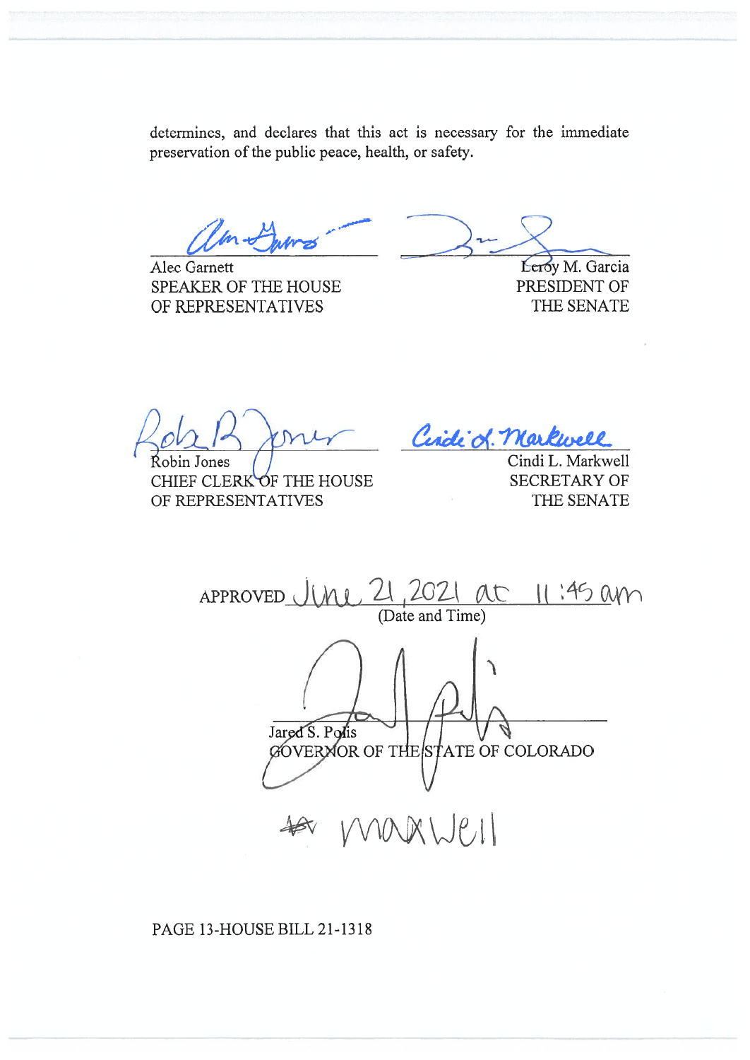determines, and declares that this act is necessary for the immediate preservation of the public peace, health, or safety.

Alec Garnett
SPEAKER OF THE HOUSE
OF REPRESENTATIVES

Leroy M. Garcia
PRESIDENT OF
THE SENATE

Robin Jones
CHIEF CLERK OF THE HOUSE
OF REPRESENTATIVES

Cindi L. Markwell
SECRETARY OF
THE SENATE

APPROVED June 21, 2021 at 11:45 am
(Date and Time)

Jared S. Polis
GOVERNOR OF THE STATE OF COLORADO

maxwell

PAGE 13-HOUSE BILL 21-1318